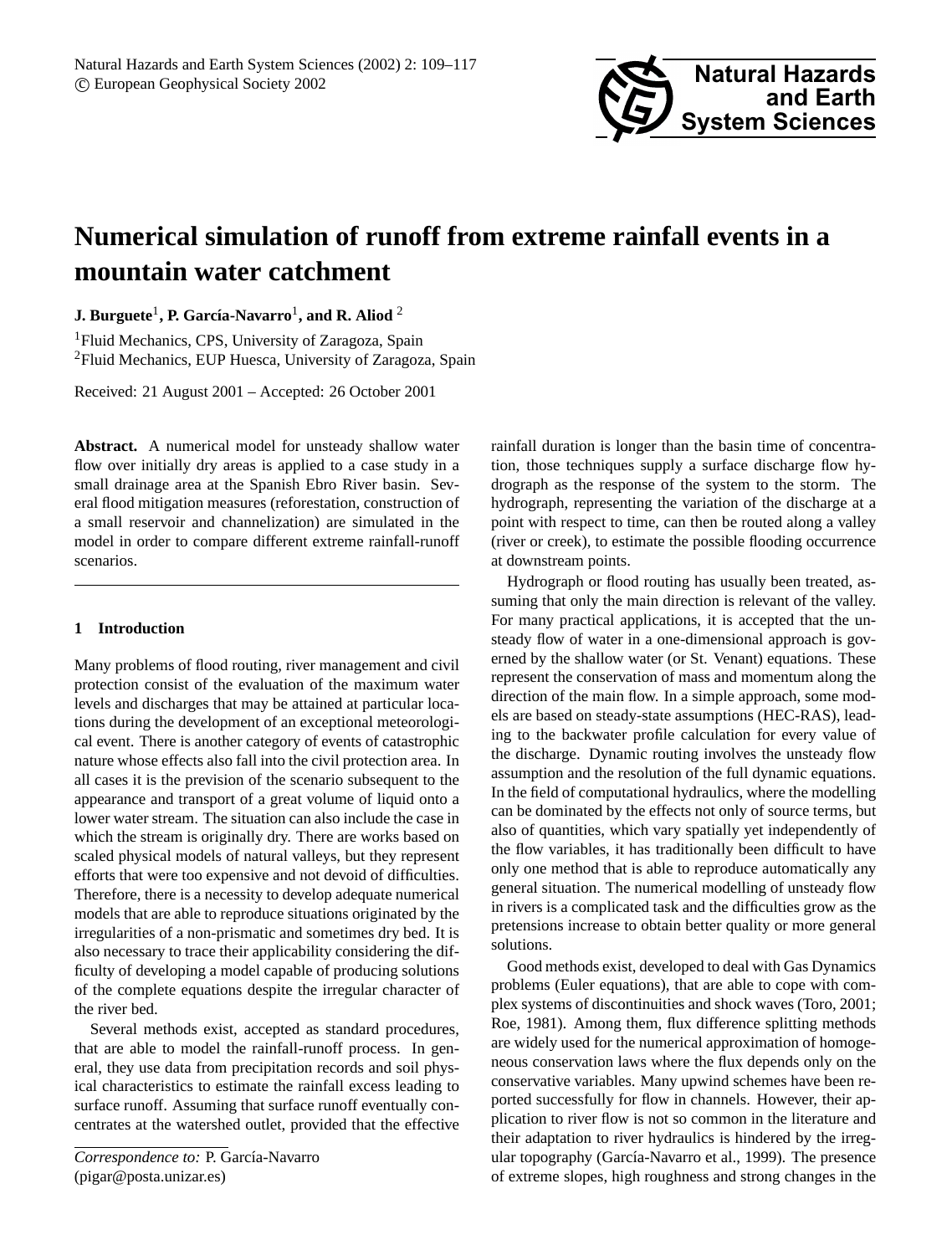# Numerical simulation of runoff from extreme rainfall events in a mountain water catchment

**J. Burguete**[1], **P. García-Navarro**[1], **and R. Aliod**[2]

[1]Fluid Mechanics, CPS, University of Zaragoza, Spain
[2]Fluid Mechanics, EUP Huesca, University of Zaragoza, Spain

Received: 21 August 2001 – Accepted: 26 October 2001

**Abstract.** A numerical model for unsteady shallow water flow over initially dry areas is applied to a case study in a small drainage area at the Spanish Ebro River basin. Several flood mitigation measures (reforestation, construction of a small reservoir and channelization) are simulated in the model in order to compare different extreme rainfall-runoff scenarios.

## 1 Introduction

Many problems of flood routing, river management and civil protection consist of the evaluation of the maximum water levels and discharges that may be attained at particular locations during the development of an exceptional meteorological event. There is another category of events of catastrophic nature whose effects also fall into the civil protection area. In all cases it is the prevision of the scenario subsequent to the appearance and transport of a great volume of liquid onto a lower water stream. The situation can also include the case in which the stream is originally dry. There are works based on scaled physical models of natural valleys, but they represent efforts that were too expensive and not devoid of difficulties. Therefore, there is a necessity to develop adequate numerical models that are able to reproduce situations originated by the irregularities of a non-prismatic and sometimes dry bed. It is also necessary to trace their applicability considering the difficulty of developing a model capable of producing solutions of the complete equations despite the irregular character of the river bed.

Several methods exist, accepted as standard procedures, that are able to model the rainfall-runoff process. In general, they use data from precipitation records and soil physical characteristics to estimate the rainfall excess leading to surface runoff. Assuming that surface runoff eventually concentrates at the watershed outlet, provided that the effective rainfall duration is longer than the basin time of concentration, those techniques supply a surface discharge flow hydrograph as the response of the system to the storm. The hydrograph, representing the variation of the discharge at a point with respect to time, can then be routed along a valley (river or creek), to estimate the possible flooding occurrence at downstream points.

Hydrograph or flood routing has usually been treated, assuming that only the main direction is relevant of the valley. For many practical applications, it is accepted that the unsteady flow of water in a one-dimensional approach is governed by the shallow water (or St. Venant) equations. These represent the conservation of mass and momentum along the direction of the main flow. In a simple approach, some models are based on steady-state assumptions (HEC-RAS), leading to the backwater profile calculation for every value of the discharge. Dynamic routing involves the unsteady flow assumption and the resolution of the full dynamic equations. In the field of computational hydraulics, where the modelling can be dominated by the effects not only of source terms, but also of quantities, which vary spatially yet independently of the flow variables, it has traditionally been difficult to have only one method that is able to reproduce automatically any general situation. The numerical modelling of unsteady flow in rivers is a complicated task and the difficulties grow as the pretensions increase to obtain better quality or more general solutions.

Good methods exist, developed to deal with Gas Dynamics problems (Euler equations), that are able to cope with complex systems of discontinuities and shock waves (Toro, 2001; Roe, 1981). Among them, flux difference splitting methods are widely used for the numerical approximation of homogeneous conservation laws where the flux depends only on the conservative variables. Many upwind schemes have been reported successfully for flow in channels. However, their application to river flow is not so common in the literature and their adaptation to river hydraulics is hindered by the irregular topography (García-Navarro et al., 1999). The presence of extreme slopes, high roughness and strong changes in the

*Correspondence to:* P. García-Navarro
(pigar@posta.unizar.es)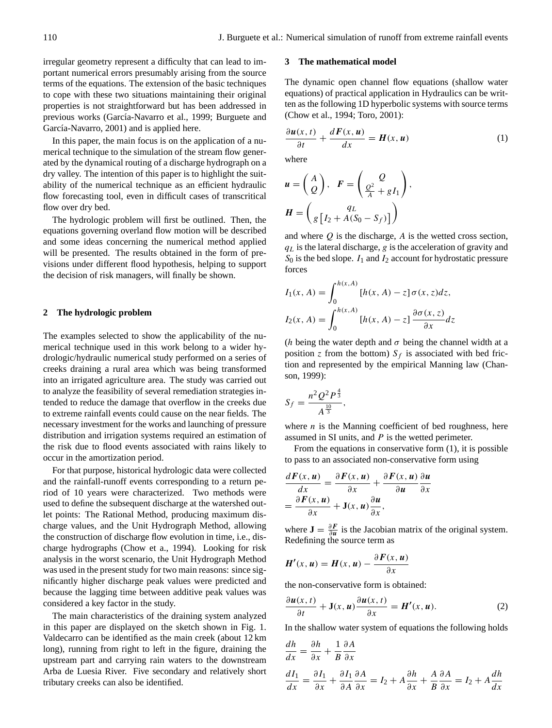irregular geometry represent a difficulty that can lead to important numerical errors presumably arising from the source terms of the equations. The extension of the basic techniques to cope with these two situations maintaining their original properties is not straightforward but has been addressed in previous works (García-Navarro et al., 1999; Burguete and García-Navarro, 2001) and is applied here.

In this paper, the main focus is on the application of a numerical technique to the simulation of the stream flow generated by the dynamical routing of a discharge hydrograph on a dry valley. The intention of this paper is to highlight the suitability of the numerical technique as an efficient hydraulic flow forecasting tool, even in difficult cases of transcritical flow over dry bed.

The hydrologic problem will first be outlined. Then, the equations governing overland flow motion will be described and some ideas concerning the numerical method applied will be presented. The results obtained in the form of previsions under different flood hypothesis, helping to support the decision of risk managers, will finally be shown.

## 2 The hydrologic problem

The examples selected to show the applicability of the numerical technique used in this work belong to a wider hydrologic/hydraulic numerical study performed on a series of creeks draining a rural area which was being transformed into an irrigated agriculture area. The study was carried out to analyze the feasibility of several remediation strategies intended to reduce the damage that overflow in the creeks due to extreme rainfall events could cause on the near fields. The necessary investment for the works and launching of pressure distribution and irrigation systems required an estimation of the risk due to flood events associated with rains likely to occur in the amortization period.

For that purpose, historical hydrologic data were collected and the rainfall-runoff events corresponding to a return period of 10 years were characterized. Two methods were used to define the subsequent discharge at the watershed outlet points: The Rational Method, producing maximum discharge values, and the Unit Hydrograph Method, allowing the construction of discharge flow evolution in time, i.e., discharge hydrographs (Chow et a., 1994). Looking for risk analysis in the worst scenario, the Unit Hydrograph Method was used in the present study for two main reasons: since significantly higher discharge peak values were predicted and because the lagging time between additive peak values was considered a key factor in the study.

The main characteristics of the draining system analyzed in this paper are displayed on the sketch shown in Fig. 1. Valdecarro can be identified as the main creek (about 12 km long), running from right to left in the figure, draining the upstream part and carrying rain waters to the downstream Arba de Luesia River. Five secondary and relatively short tributary creeks can also be identified.

## 3 The mathematical model

The dynamic open channel flow equations (shallow water equations) of practical application in Hydraulics can be written as the following 1D hyperbolic systems with source terms (Chow et al., 1994; Toro, 2001):

$$\frac{\partial \boldsymbol{u}(x,t)}{\partial t} + \frac{d\boldsymbol{F}(x,\boldsymbol{u})}{dx} = \boldsymbol{H}(x,\boldsymbol{u}) \tag{1}$$

where

$$\boldsymbol{u} = \begin{pmatrix} A \\ Q \end{pmatrix}, \quad \boldsymbol{F} = \begin{pmatrix} Q \\ \frac{Q^2}{A} + gI_1 \end{pmatrix},$$

$$\boldsymbol{H} = \begin{pmatrix} q_L \\ g\left[I_2 + A(S_0 - S_f)\right] \end{pmatrix}$$

and where $Q$ is the discharge, $A$ is the wetted cross section, $q_L$ is the lateral discharge, $g$ is the acceleration of gravity and $S_0$ is the bed slope. $I_1$ and $I_2$ account for hydrostatic pressure forces

$$I_1(x,A) = \int_0^{h(x,A)} [h(x,A) - z]\,\sigma(x,z)dz,$$

$$I_2(x,A) = \int_0^{h(x,A)} [h(x,A) - z]\,\frac{\partial \sigma(x,z)}{\partial x}dz$$

($h$ being the water depth and $\sigma$ being the channel width at a position $z$ from the bottom) $S_f$ is associated with bed friction and represented by the empirical Manning law (Chanson, 1999):

$$S_f = \frac{n^2 Q^2 P^{\frac{4}{3}}}{A^{\frac{10}{3}}},$$

where $n$ is the Manning coefficient of bed roughness, here assumed in SI units, and $P$ is the wetted perimeter.

From the equations in conservative form (1), it is possible to pass to an associated non-conservative form using

$$\frac{d\boldsymbol{F}(x,\boldsymbol{u})}{dx} = \frac{\partial \boldsymbol{F}(x,\boldsymbol{u})}{\partial x} + \frac{\partial \boldsymbol{F}(x,\boldsymbol{u})}{\partial \boldsymbol{u}}\frac{\partial \boldsymbol{u}}{\partial x}$$
$$= \frac{\partial \boldsymbol{F}(x,\boldsymbol{u})}{\partial x} + \mathbf{J}(x,\boldsymbol{u})\frac{\partial \boldsymbol{u}}{\partial x},$$

where $\mathbf{J} = \frac{\partial \boldsymbol{F}}{\partial \boldsymbol{u}}$ is the Jacobian matrix of the original system. Redefining the source term as

$$\boldsymbol{H}'(x,\boldsymbol{u}) = \boldsymbol{H}(x,\boldsymbol{u}) - \frac{\partial \boldsymbol{F}(x,\boldsymbol{u})}{\partial x}$$

the non-conservative form is obtained:

$$\frac{\partial \boldsymbol{u}(x,t)}{\partial t} + \mathbf{J}(x,\boldsymbol{u})\frac{\partial \boldsymbol{u}(x,t)}{\partial x} = \boldsymbol{H}'(x,\boldsymbol{u}). \tag{2}$$

In the shallow water system of equations the following holds

$$\frac{dh}{dx} = \frac{\partial h}{\partial x} + \frac{1}{B}\frac{\partial A}{\partial x}$$

$$\frac{dI_1}{dx} = \frac{\partial I_1}{\partial x} + \frac{\partial I_1}{\partial A}\frac{\partial A}{\partial x} = I_2 + A\frac{\partial h}{\partial x} + \frac{A}{B}\frac{\partial A}{\partial x} = I_2 + A\frac{dh}{dx}$$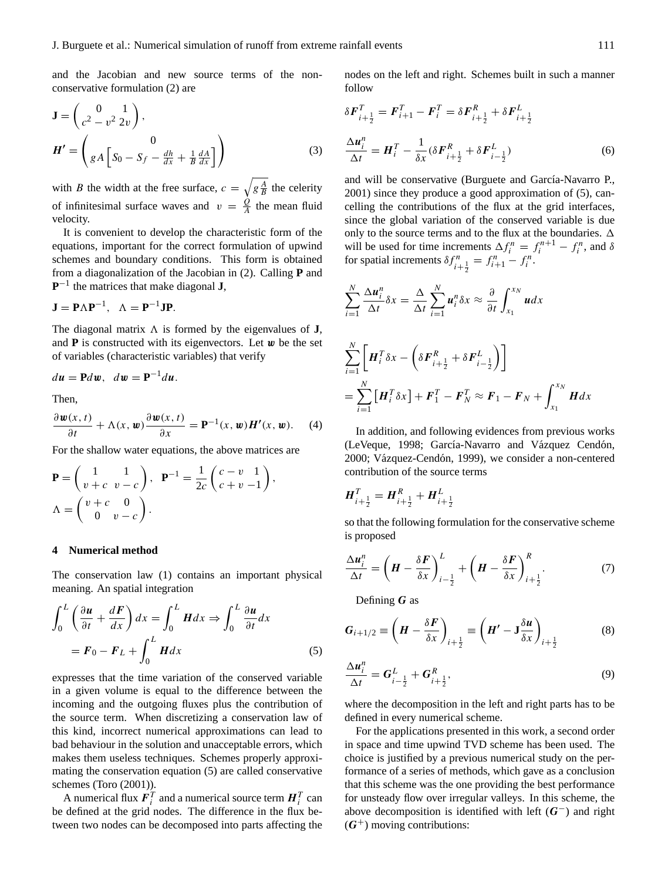and the Jacobian and new source terms of the non-conservative formulation (2) are

$$\mathbf{J} = \begin{pmatrix} 0 & 1 \\ c^2 - v^2 & 2v \end{pmatrix},$$

$$\boldsymbol{H'} = \begin{pmatrix} 0 \\ gA\left[S_0 - S_f - \frac{dh}{dx} + \frac{1}{B}\frac{dA}{dx}\right] \end{pmatrix} \tag{3}$$

with $B$ the width at the free surface, $c = \sqrt{g\frac{A}{B}}$ the celerity of infinitesimal surface waves and $v = \frac{Q}{A}$ the mean fluid velocity.

It is convenient to develop the characteristic form of the equations, important for the correct formulation of upwind schemes and boundary conditions. This form is obtained from a diagonalization of the Jacobian in (2). Calling $\mathbf{P}$ and $\mathbf{P}^{-1}$ the matrices that make diagonal $\mathbf{J}$,

$$\mathbf{J} = \mathbf{P}\Lambda\mathbf{P}^{-1}, \quad \Lambda = \mathbf{P}^{-1}\mathbf{J}\mathbf{P}.$$

The diagonal matrix $\Lambda$ is formed by the eigenvalues of $\mathbf{J}$, and $\mathbf{P}$ is constructed with its eigenvectors. Let $\boldsymbol{w}$ be the set of variables (characteristic variables) that verify

$$d\boldsymbol{u} = \mathbf{P}d\boldsymbol{w}, \quad d\boldsymbol{w} = \mathbf{P}^{-1}d\boldsymbol{u}.$$

Then,

$$\frac{\partial \boldsymbol{w}(x,t)}{\partial t} + \Lambda(x,\boldsymbol{w})\frac{\partial \boldsymbol{w}(x,t)}{\partial x} = \mathbf{P}^{-1}(x,\boldsymbol{w})\boldsymbol{H'}(x,\boldsymbol{w}). \tag{4}$$

For the shallow water equations, the above matrices are

$$\mathbf{P} = \begin{pmatrix} 1 & 1 \\ v+c & v-c \end{pmatrix}, \quad \mathbf{P}^{-1} = \frac{1}{2c}\begin{pmatrix} c-v & 1 \\ c+v & -1 \end{pmatrix},$$

$$\Lambda = \begin{pmatrix} v+c & 0 \\ 0 & v-c \end{pmatrix}.$$

## 4 Numerical method

The conservation law (1) contains an important physical meaning. An spatial integration

$$\int_0^L \left(\frac{\partial \boldsymbol{u}}{\partial t} + \frac{d\boldsymbol{F}}{dx}\right)dx = \int_0^L \boldsymbol{H}dx \Rightarrow \int_0^L \frac{\partial \boldsymbol{u}}{\partial t}dx$$
$$= \boldsymbol{F}_0 - \boldsymbol{F}_L + \int_0^L \boldsymbol{H}dx \tag{5}$$

expresses that the time variation of the conserved variable in a given volume is equal to the difference between the incoming and the outgoing fluxes plus the contribution of the source term. When discretizing a conservation law of this kind, incorrect numerical approximations can lead to bad behaviour in the solution and unacceptable errors, which makes them useless techniques. Schemes properly approximating the conservation equation (5) are called conservative schemes (Toro (2001)).

A numerical flux $\boldsymbol{F}_i^T$ and a numerical source term $\boldsymbol{H}_i^T$ can be defined at the grid nodes. The difference in the flux between two nodes can be decomposed into parts affecting the nodes on the left and right. Schemes built in such a manner follow

$$\delta\boldsymbol{F}^T_{i+\frac{1}{2}} = \boldsymbol{F}^T_{i+1} - \boldsymbol{F}^T_i = \delta\boldsymbol{F}^R_{i+\frac{1}{2}} + \delta\boldsymbol{F}^L_{i+\frac{1}{2}}$$

$$\frac{\Delta \boldsymbol{u}_i^n}{\Delta t} = \boldsymbol{H}_i^T - \frac{1}{\delta x}(\delta\boldsymbol{F}^R_{i+\frac{1}{2}} + \delta\boldsymbol{F}^L_{i-\frac{1}{2}}) \tag{6}$$

and will be conservative (Burguete and García-Navarro P., 2001) since they produce a good approximation of (5), cancelling the contributions of the flux at the grid interfaces, since the global variation of the conserved variable is due only to the source terms and to the flux at the boundaries. $\Delta$ will be used for time increments $\Delta f_i^n = f_i^{n+1} - f_i^n$, and $\delta$ for spatial increments $\delta f^n_{i+\frac{1}{2}} = f^n_{i+1} - f^n_i$.

$$\sum_{i=1}^{N} \frac{\Delta \boldsymbol{u}_i^n}{\Delta t}\delta x = \frac{\Delta}{\Delta t}\sum_{i=1}^{N}\boldsymbol{u}_i^n\delta x \approx \frac{\partial}{\partial t}\int_{x_1}^{x_N}\boldsymbol{u}dx$$

$$\sum_{i=1}^{N}\left[\boldsymbol{H}_i^T\delta x - \left(\delta\boldsymbol{F}^R_{i+\frac{1}{2}} + \delta\boldsymbol{F}^L_{i-\frac{1}{2}}\right)\right]$$
$$= \sum_{i=1}^{N}\left[\boldsymbol{H}_i^T\delta x\right] + \boldsymbol{F}_1^T - \boldsymbol{F}_N^T \approx \boldsymbol{F}_1 - \boldsymbol{F}_N + \int_{x_1}^{x_N}\boldsymbol{H}dx$$

In addition, and following evidences from previous works (LeVeque, 1998; García-Navarro and Vázquez Cendón, 2000; Vázquez-Cendón, 1999), we consider a non-centered contribution of the source terms

$$\boldsymbol{H}^T_{i+\frac{1}{2}} = \boldsymbol{H}^R_{i+\frac{1}{2}} + \boldsymbol{H}^L_{i+\frac{1}{2}}$$

so that the following formulation for the conservative scheme is proposed

$$\frac{\Delta \boldsymbol{u}_i^n}{\Delta t} = \left(\boldsymbol{H} - \frac{\delta\boldsymbol{F}}{\delta x}\right)^L_{i-\frac{1}{2}} + \left(\boldsymbol{H} - \frac{\delta\boldsymbol{F}}{\delta x}\right)^R_{i+\frac{1}{2}}. \tag{7}$$

Defining $\boldsymbol{G}$ as

$$\boldsymbol{G}_{i+1/2} \equiv \left(\boldsymbol{H} - \frac{\delta\boldsymbol{F}}{\delta x}\right)_{i+\frac{1}{2}} \equiv \left(\boldsymbol{H'} - \mathbf{J}\frac{\delta\boldsymbol{u}}{\delta x}\right)_{i+\frac{1}{2}} \tag{8}$$

$$\frac{\Delta \boldsymbol{u}_i^n}{\Delta t} = \boldsymbol{G}^L_{i-\frac{1}{2}} + \boldsymbol{G}^R_{i+\frac{1}{2}}, \tag{9}$$

where the decomposition in the left and right parts has to be defined in every numerical scheme.

For the applications presented in this work, a second order in space and time upwind TVD scheme has been used. The choice is justified by a previous numerical study on the performance of a series of methods, which gave as a conclusion that this scheme was the one providing the best performance for unsteady flow over irregular valleys. In this scheme, the above decomposition is identified with left ($\boldsymbol{G}^-$) and right ($\boldsymbol{G}^+$) moving contributions: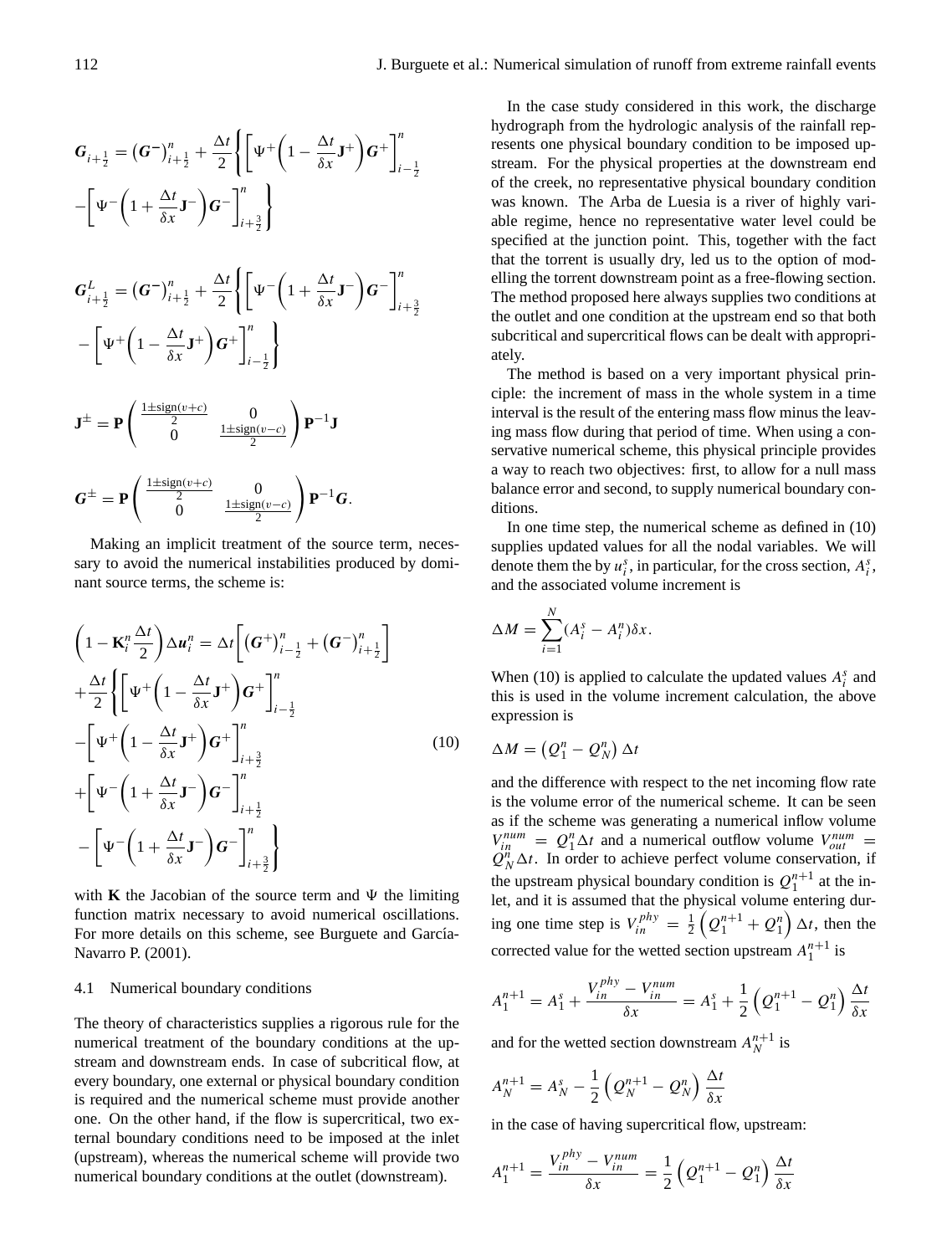$$\boldsymbol{G}_{i+\frac{1}{2}} = \left(\boldsymbol{G}^{-}\right)^{n}_{i+\frac{1}{2}} + \frac{\Delta t}{2}\left\{\left[\Psi^{+}\left(1-\frac{\Delta t}{\delta x}\mathbf{J}^{+}\right)\boldsymbol{G}^{+}\right]^{n}_{i-\frac{1}{2}} - \left[\Psi^{-}\left(1+\frac{\Delta t}{\delta x}\mathbf{J}^{-}\right)\boldsymbol{G}^{-}\right]^{n}_{i+\frac{3}{2}}\right\}$$

$$\boldsymbol{G}^{L}_{i+\frac{1}{2}} = \left(\boldsymbol{G}^{-}\right)^{n}_{i+\frac{1}{2}} + \frac{\Delta t}{2}\left\{\left[\Psi^{-}\left(1+\frac{\Delta t}{\delta x}\mathbf{J}^{-}\right)\boldsymbol{G}^{-}\right]^{n}_{i+\frac{3}{2}} - \left[\Psi^{+}\left(1-\frac{\Delta t}{\delta x}\mathbf{J}^{+}\right)\boldsymbol{G}^{+}\right]^{n}_{i-\frac{1}{2}}\right\}$$

$$\mathbf{J}^{\pm} = \mathbf{P}\begin{pmatrix} \frac{1\pm\text{sign}(v+c)}{2} & 0 \\ 0 & \frac{1\pm\text{sign}(v-c)}{2} \end{pmatrix}\mathbf{P}^{-1}\mathbf{J}$$

$$\boldsymbol{G}^{\pm} = \mathbf{P}\begin{pmatrix} \frac{1\pm\text{sign}(v+c)}{2} & 0 \\ 0 & \frac{1\pm\text{sign}(v-c)}{2} \end{pmatrix}\mathbf{P}^{-1}\boldsymbol{G}.$$

Making an implicit treatment of the source term, necessary to avoid the numerical instabilities produced by dominant source terms, the scheme is:

$$\begin{aligned}
\left(1-\mathbf{K}^{n}_{i}\frac{\Delta t}{2}\right)\Delta \boldsymbol{u}^{n}_{i} &= \Delta t\left[\left(\boldsymbol{G}^{+}\right)^{n}_{i-\frac{1}{2}} + \left(\boldsymbol{G}^{-}\right)^{n}_{i+\frac{1}{2}}\right] \\
&+ \frac{\Delta t}{2}\left\{\left[\Psi^{+}\left(1-\frac{\Delta t}{\delta x}\mathbf{J}^{+}\right)\boldsymbol{G}^{+}\right]^{n}_{i-\frac{1}{2}} \right.\\
&- \left[\Psi^{+}\left(1-\frac{\Delta t}{\delta x}\mathbf{J}^{+}\right)\boldsymbol{G}^{+}\right]^{n}_{i+\frac{3}{2}} \\
&+ \left[\Psi^{-}\left(1+\frac{\Delta t}{\delta x}\mathbf{J}^{-}\right)\boldsymbol{G}^{-}\right]^{n}_{i+\frac{1}{2}} \\
&\left. - \left[\Psi^{-}\left(1+\frac{\Delta t}{\delta x}\mathbf{J}^{-}\right)\boldsymbol{G}^{-}\right]^{n}_{i+\frac{3}{2}}\right\}
\end{aligned} \tag{10}$$

with $\mathbf{K}$ the Jacobian of the source term and $\Psi$ the limiting function matrix necessary to avoid numerical oscillations. For more details on this scheme, see Burguete and García-Navarro P. (2001).

### 4.1 Numerical boundary conditions

The theory of characteristics supplies a rigorous rule for the numerical treatment of the boundary conditions at the upstream and downstream ends. In case of subcritical flow, at every boundary, one external or physical boundary condition is required and the numerical scheme must provide another one. On the other hand, if the flow is supercritical, two external boundary conditions need to be imposed at the inlet (upstream), whereas the numerical scheme will provide two numerical boundary conditions at the outlet (downstream).

In the case study considered in this work, the discharge hydrograph from the hydrologic analysis of the rainfall represents one physical boundary condition to be imposed upstream. For the physical properties at the downstream end of the creek, no representative physical boundary condition was known. The Arba de Luesia is a river of highly variable regime, hence no representative water level could be specified at the junction point. This, together with the fact that the torrent is usually dry, led us to the option of modelling the torrent downstream point as a free-flowing section. The method proposed here always supplies two conditions at the outlet and one condition at the upstream end so that both subcritical and supercritical flows can be dealt with appropriately.

The method is based on a very important physical principle: the increment of mass in the whole system in a time interval is the result of the entering mass flow minus the leaving mass flow during that period of time. When using a conservative numerical scheme, this physical principle provides a way to reach two objectives: first, to allow for a null mass balance error and second, to supply numerical boundary conditions.

In one time step, the numerical scheme as defined in (10) supplies updated values for all the nodal variables. We will denote them the by $u^{s}_{i}$, in particular, for the cross section, $A^{s}_{i}$, and the associated volume increment is

$$\Delta M = \sum_{i=1}^{N}(A^{s}_{i} - A^{n}_{i})\delta x.$$

When (10) is applied to calculate the updated values $A^{s}_{i}$ and this is used in the volume increment calculation, the above expression is

$$\Delta M = \left(Q^{n}_{1} - Q^{n}_{N}\right)\Delta t$$

and the difference with respect to the net incoming flow rate is the volume error of the numerical scheme. It can be seen as if the scheme was generating a numerical inflow volume $V^{num}_{in} = Q^{n}_{1}\Delta t$ and a numerical outflow volume $V^{num}_{out} = Q^{n}_{N}\Delta t$. In order to achieve perfect volume conservation, if the upstream physical boundary condition is $Q^{n+1}_{1}$ at the inlet, and it is assumed that the physical volume entering during one time step is $V^{phy}_{in} = \frac{1}{2}\left(Q^{n+1}_{1} + Q^{n}_{1}\right)\Delta t$, then the corrected value for the wetted section upstream $A^{n+1}_{1}$ is

$$A^{n+1}_{1} = A^{s}_{1} + \frac{V^{phy}_{in} - V^{num}_{in}}{\delta x} = A^{s}_{1} + \frac{1}{2}\left(Q^{n+1}_{1} - Q^{n}_{1}\right)\frac{\Delta t}{\delta x}$$

and for the wetted section downstream $A^{n+1}_{N}$ is

$$A^{n+1}_{N} = A^{s}_{N} - \frac{1}{2}\left(Q^{n+1}_{N} - Q^{n}_{N}\right)\frac{\Delta t}{\delta x}$$

in the case of having supercritical flow, upstream:

$$A^{n+1}_{1} = \frac{V^{phy}_{in} - V^{num}_{in}}{\delta x} = \frac{1}{2}\left(Q^{n+1}_{1} - Q^{n}_{1}\right)\frac{\Delta t}{\delta x}$$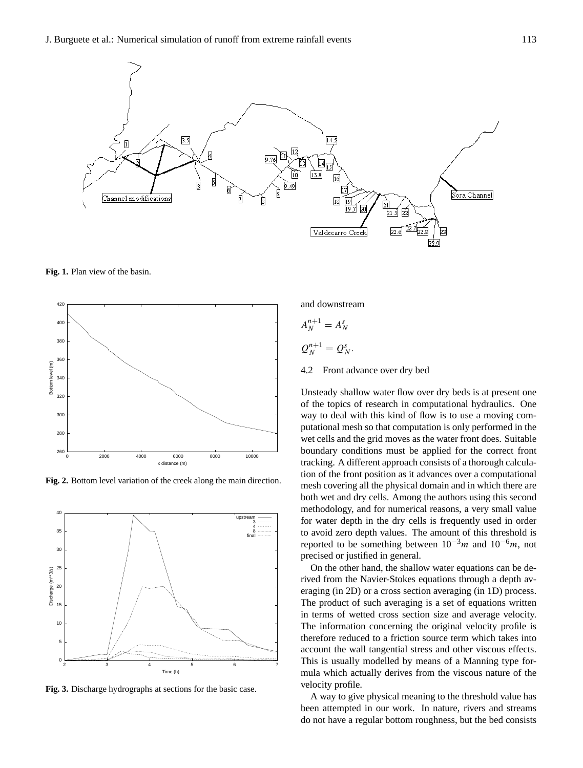Fig. 1. Plan view of the basin.

Fig. 2. Bottom level variation of the creek along the main direction.

Fig. 3. Discharge hydrographs at sections for the basic case.

and downstream

$$A_N^{n+1} = A_N^s$$

$$Q_N^{n+1} = Q_N^s.$$

### 4.2 Front advance over dry bed

Unsteady shallow water flow over dry beds is at present one of the topics of research in computational hydraulics. One way to deal with this kind of flow is to use a moving computational mesh so that computation is only performed in the wet cells and the grid moves as the water front does. Suitable boundary conditions must be applied for the correct front tracking. A different approach consists of a thorough calculation of the front position as it advances over a computational mesh covering all the physical domain and in which there are both wet and dry cells. Among the authors using this second methodology, and for numerical reasons, a very small value for water depth in the dry cells is frequently used in order to avoid zero depth values. The amount of this threshold is reported to be something between $10^{-3}m$ and $10^{-6}m$, not precised or justified in general.

On the other hand, the shallow water equations can be derived from the Navier-Stokes equations through a depth averaging (in 2D) or a cross section averaging (in 1D) process. The product of such averaging is a set of equations written in terms of wetted cross section size and average velocity. The information concerning the original velocity profile is therefore reduced to a friction source term which takes into account the wall tangential stress and other viscous effects. This is usually modelled by means of a Manning type formula which actually derives from the viscous nature of the velocity profile.

A way to give physical meaning to the threshold value has been attempted in our work. In nature, rivers and streams do not have a regular bottom roughness, but the bed consists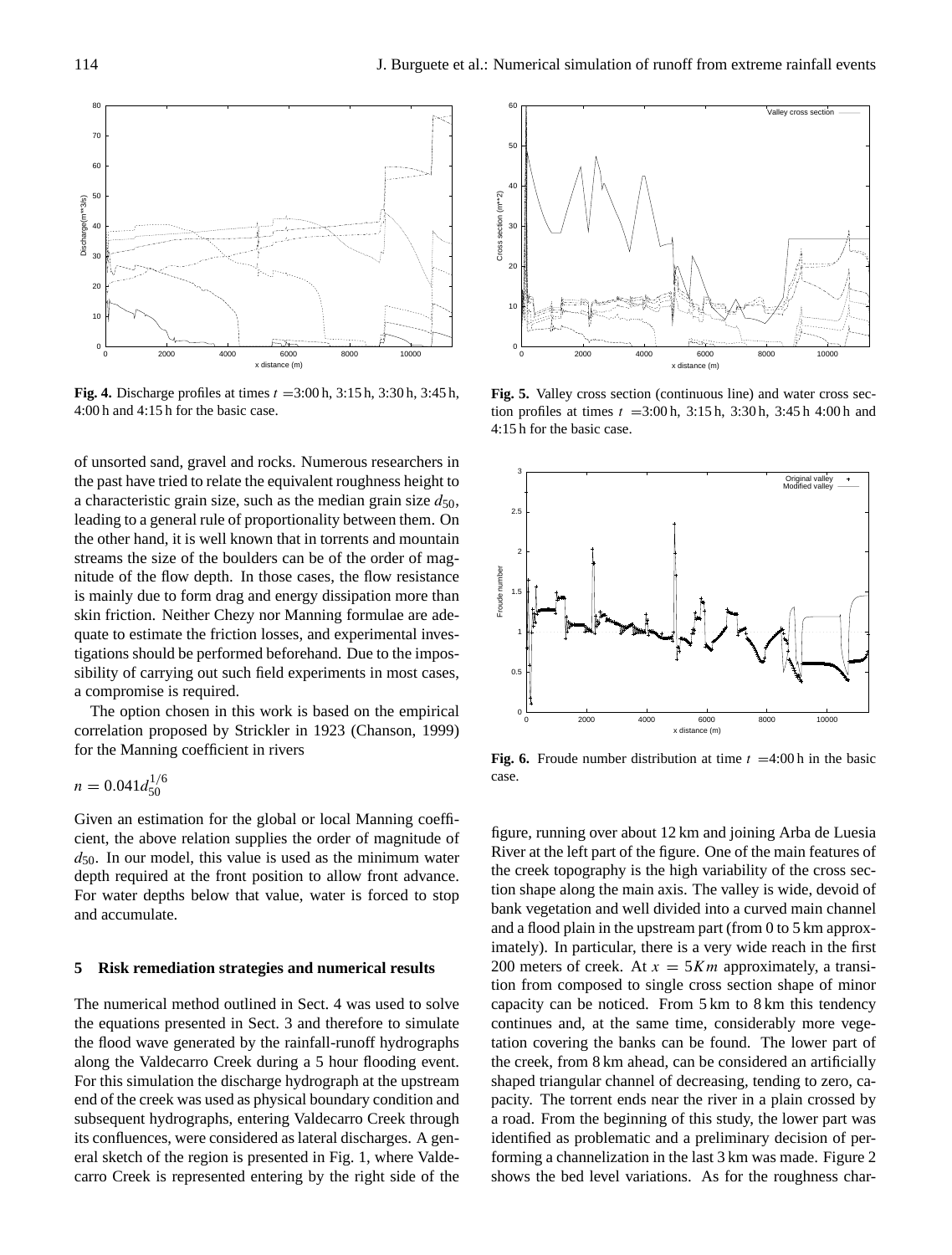**Fig. 4.** Discharge profiles at times $t = $3:00 h, 3:15 h, 3:30 h, 3:45 h, 4:00 h and 4:15 h for the basic case.

**Fig. 5.** Valley cross section (continuous line) and water cross section profiles at times $t = $3:00 h, 3:15 h, 3:30 h, 3:45 h 4:00 h and 4:15 h for the basic case.

**Fig. 6.** Froude number distribution at time $t = $4:00 h in the basic case.

of unsorted sand, gravel and rocks. Numerous researchers in the past have tried to relate the equivalent roughness height to a characteristic grain size, such as the median grain size $d_{50}$, leading to a general rule of proportionality between them. On the other hand, it is well known that in torrents and mountain streams the size of the boulders can be of the order of magnitude of the flow depth. In those cases, the flow resistance is mainly due to form drag and energy dissipation more than skin friction. Neither Chezy nor Manning formulae are adequate to estimate the friction losses, and experimental investigations should be performed beforehand. Due to the impossibility of carrying out such field experiments in most cases, a compromise is required.

The option chosen in this work is based on the empirical correlation proposed by Strickler in 1923 (Chanson, 1999) for the Manning coefficient in rivers

$$n = 0.041 d_{50}^{1/6}$$

Given an estimation for the global or local Manning coefficient, the above relation supplies the order of magnitude of $d_{50}$. In our model, this value is used as the minimum water depth required at the front position to allow front advance. For water depths below that value, water is forced to stop and accumulate.

## 5 Risk remediation strategies and numerical results

The numerical method outlined in Sect. 4 was used to solve the equations presented in Sect. 3 and therefore to simulate the flood wave generated by the rainfall-runoff hydrographs along the Valdecarro Creek during a 5 hour flooding event. For this simulation the discharge hydrograph at the upstream end of the creek was used as physical boundary condition and subsequent hydrographs, entering Valdecarro Creek through its confluences, were considered as lateral discharges. A general sketch of the region is presented in Fig. 1, where Valdecarro Creek is represented entering by the right side of the figure, running over about 12 km and joining Arba de Luesia River at the left part of the figure. One of the main features of the creek topography is the high variability of the cross section shape along the main axis. The valley is wide, devoid of bank vegetation and well divided into a curved main channel and a flood plain in the upstream part (from 0 to 5 km approximately). In particular, there is a very wide reach in the first 200 meters of creek. At $x = 5Km$ approximately, a transition from composed to single cross section shape of minor capacity can be noticed. From 5 km to 8 km this tendency continues and, at the same time, considerably more vegetation covering the banks can be found. The lower part of the creek, from 8 km ahead, can be considered an artificially shaped triangular channel of decreasing, tending to zero, capacity. The torrent ends near the river in a plain crossed by a road. From the beginning of this study, the lower part was identified as problematic and a preliminary decision of performing a channelization in the last 3 km was made. Figure 2 shows the bed level variations. As for the roughness char-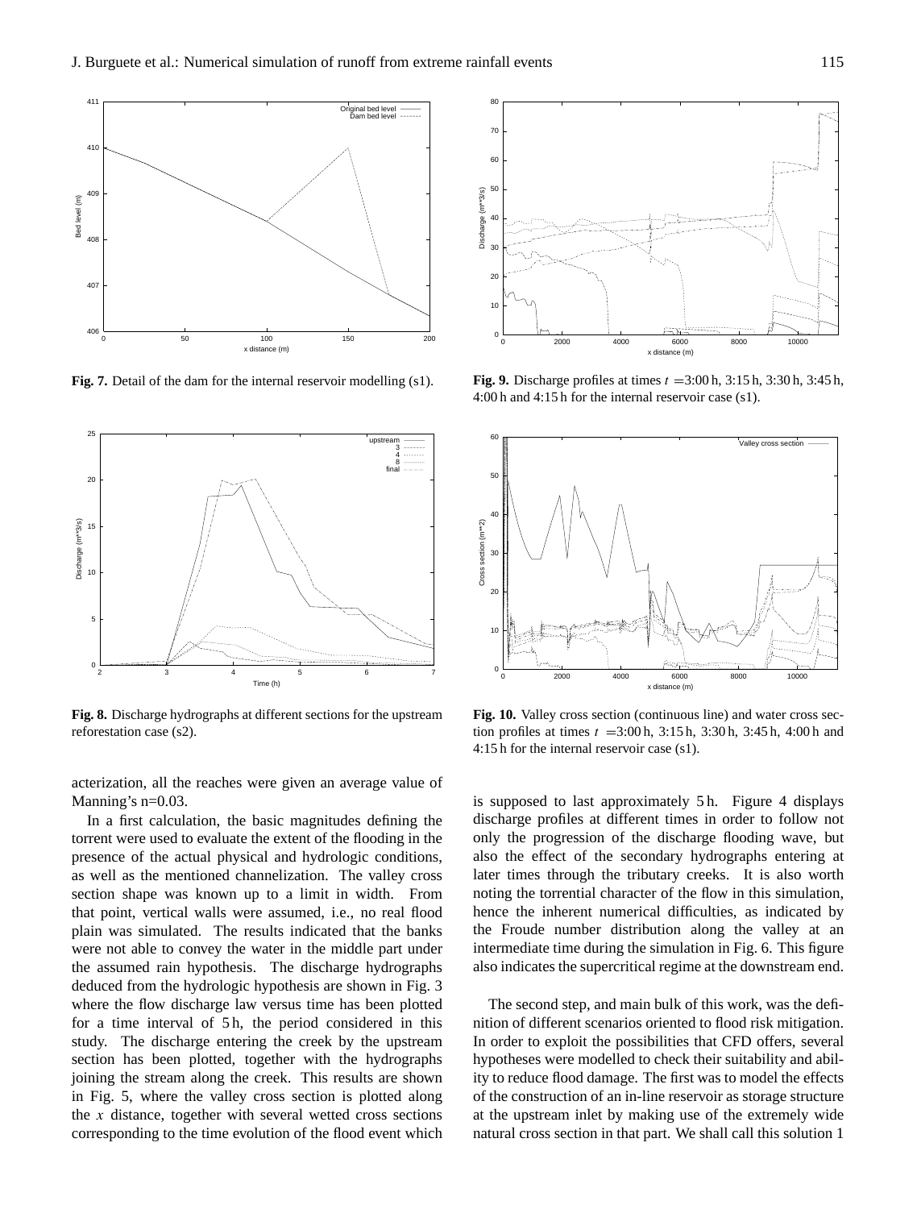**Fig. 7.** Detail of the dam for the internal reservoir modelling (s1).

**Fig. 9.** Discharge profiles at times $t$ =3:00 h, 3:15 h, 3:30 h, 3:45 h, 4:00 h and 4:15 h for the internal reservoir case (s1).

**Fig. 8.** Discharge hydrographs at different sections for the upstream reforestation case (s2).

**Fig. 10.** Valley cross section (continuous line) and water cross section profiles at times $t$ =3:00 h, 3:15 h, 3:30 h, 3:45 h, 4:00 h and 4:15 h for the internal reservoir case (s1).

acterization, all the reaches were given an average value of Manning's n=0.03.

In a first calculation, the basic magnitudes defining the torrent were used to evaluate the extent of the flooding in the presence of the actual physical and hydrologic conditions, as well as the mentioned channelization. The valley cross section shape was known up to a limit in width. From that point, vertical walls were assumed, i.e., no real flood plain was simulated. The results indicated that the banks were not able to convey the water in the middle part under the assumed rain hypothesis. The discharge hydrographs deduced from the hydrologic hypothesis are shown in Fig. 3 where the flow discharge law versus time has been plotted for a time interval of 5 h, the period considered in this study. The discharge entering the creek by the upstream section has been plotted, together with the hydrographs joining the stream along the creek. This results are shown in Fig. 5, where the valley cross section is plotted along the $x$ distance, together with several wetted cross sections corresponding to the time evolution of the flood event which is supposed to last approximately 5 h. Figure 4 displays discharge profiles at different times in order to follow not only the progression of the discharge flooding wave, but also the effect of the secondary hydrographs entering at later times through the tributary creeks. It is also worth noting the torrential character of the flow in this simulation, hence the inherent numerical difficulties, as indicated by the Froude number distribution along the valley at an intermediate time during the simulation in Fig. 6. This figure also indicates the supercritical regime at the downstream end.

The second step, and main bulk of this work, was the definition of different scenarios oriented to flood risk mitigation. In order to exploit the possibilities that CFD offers, several hypotheses were modelled to check their suitability and ability to reduce flood damage. The first was to model the effects of the construction of an in-line reservoir as storage structure at the upstream inlet by making use of the extremely wide natural cross section in that part. We shall call this solution 1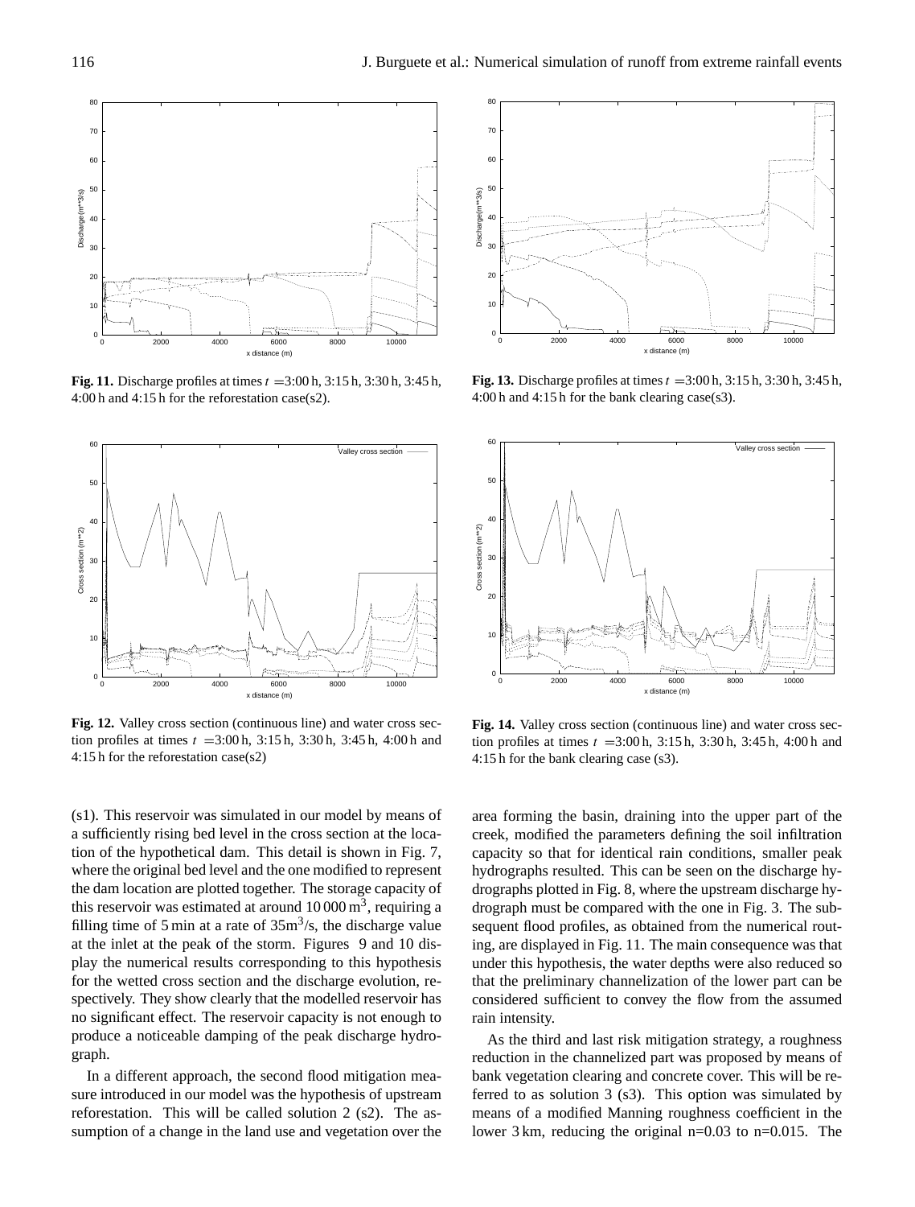**Fig. 11.** Discharge profiles at times $t$ =3:00 h, 3:15 h, 3:30 h, 3:45 h, 4:00 h and 4:15 h for the reforestation case(s2).

**Fig. 12.** Valley cross section (continuous line) and water cross section profiles at times $t$ =3:00 h, 3:15 h, 3:30 h, 3:45 h, 4:00 h and 4:15 h for the reforestation case(s2)

**Fig. 13.** Discharge profiles at times $t$ =3:00 h, 3:15 h, 3:30 h, 3:45 h, 4:00 h and 4:15 h for the bank clearing case(s3).

**Fig. 14.** Valley cross section (continuous line) and water cross section profiles at times $t$ =3:00 h, 3:15 h, 3:30 h, 3:45 h, 4:00 h and 4:15 h for the bank clearing case (s3).

(s1). This reservoir was simulated in our model by means of a sufficiently rising bed level in the cross section at the location of the hypothetical dam. This detail is shown in Fig. 7, where the original bed level and the one modified to represent the dam location are plotted together. The storage capacity of this reservoir was estimated at around 10 000 $m^3$, requiring a filling time of 5 min at a rate of 35$m^3$/s, the discharge value at the inlet at the peak of the storm. Figures 9 and 10 display the numerical results corresponding to this hypothesis for the wetted cross section and the discharge evolution, respectively. They show clearly that the modelled reservoir has no significant effect. The reservoir capacity is not enough to produce a noticeable damping of the peak discharge hydrograph.

In a different approach, the second flood mitigation measure introduced in our model was the hypothesis of upstream reforestation. This will be called solution 2 (s2). The assumption of a change in the land use and vegetation over the area forming the basin, draining into the upper part of the creek, modified the parameters defining the soil infiltration capacity so that for identical rain conditions, smaller peak hydrographs resulted. This can be seen on the discharge hydrographs plotted in Fig. 8, where the upstream discharge hydrograph must be compared with the one in Fig. 3. The subsequent flood profiles, as obtained from the numerical routing, are displayed in Fig. 11. The main consequence was that under this hypothesis, the water depths were also reduced so that the preliminary channelization of the lower part can be considered sufficient to convey the flow from the assumed rain intensity.

As the third and last risk mitigation strategy, a roughness reduction in the channelized part was proposed by means of bank vegetation clearing and concrete cover. This will be referred to as solution 3 (s3). This option was simulated by means of a modified Manning roughness coefficient in the lower 3 km, reducing the original n=0.03 to n=0.015. The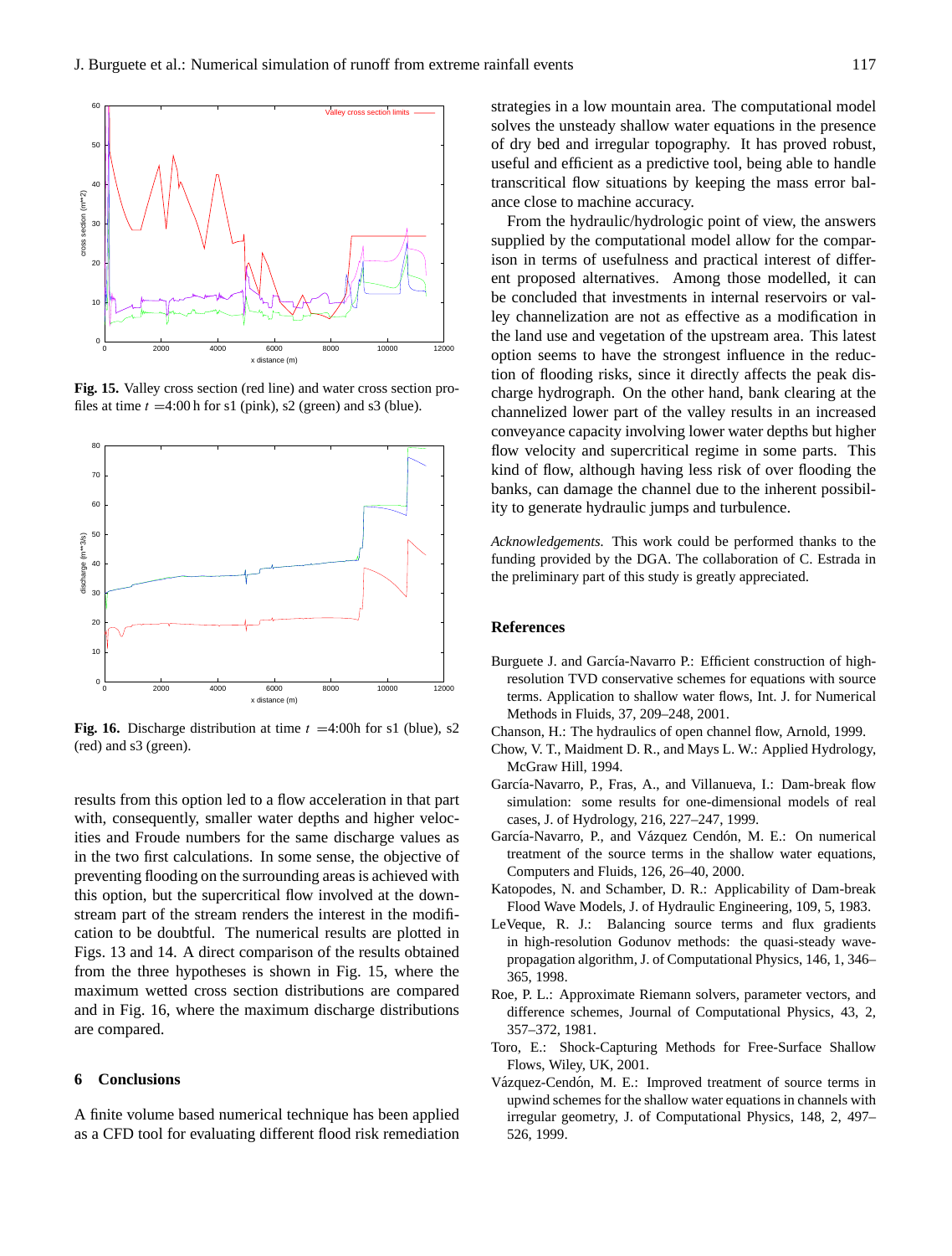Valley cross section limits

cross section (m**2)

60
50
40
30
20
10
0

0 2000 4000 6000 8000 10000 12000

x distance (m)

**Fig. 15.** Valley cross section (red line) and water cross section profiles at time $t$ =4:00 h for s1 (pink), s2 (green) and s3 (blue).

discharge (m**3/s)

80
70
60
50
40
30
20
10
0

0 2000 4000 6000 8000 10000 12000

x distance (m)

**Fig. 16.** Discharge distribution at time $t$ =4:00h for s1 (blue), s2 (red) and s3 (green).

results from this option led to a flow acceleration in that part with, consequently, smaller water depths and higher velocities and Froude numbers for the same discharge values as in the two first calculations. In some sense, the objective of preventing flooding on the surrounding areas is achieved with this option, but the supercritical flow involved at the downstream part of the stream renders the interest in the modification to be doubtful. The numerical results are plotted in Figs. 13 and 14. A direct comparison of the results obtained from the three hypotheses is shown in Fig. 15, where the maximum wetted cross section distributions are compared and in Fig. 16, where the maximum discharge distributions are compared.

## 6 Conclusions

A finite volume based numerical technique has been applied as a CFD tool for evaluating different flood risk remediation strategies in a low mountain area. The computational model solves the unsteady shallow water equations in the presence of dry bed and irregular topography. It has proved robust, useful and efficient as a predictive tool, being able to handle transcritical flow situations by keeping the mass error balance close to machine accuracy.

From the hydraulic/hydrologic point of view, the answers supplied by the computational model allow for the comparison in terms of usefulness and practical interest of different proposed alternatives. Among those modelled, it can be concluded that investments in internal reservoirs or valley channelization are not as effective as a modification in the land use and vegetation of the upstream area. This latest option seems to have the strongest influence in the reduction of flooding risks, since it directly affects the peak discharge hydrograph. On the other hand, bank clearing at the channelized lower part of the valley results in an increased conveyance capacity involving lower water depths but higher flow velocity and supercritical regime in some parts. This kind of flow, although having less risk of over flooding the banks, can damage the channel due to the inherent possibility to generate hydraulic jumps and turbulence.

*Acknowledgements.* This work could be performed thanks to the funding provided by the DGA. The collaboration of C. Estrada in the preliminary part of this study is greatly appreciated.

## References

Burguete J. and García-Navarro P.: Efficient construction of high-resolution TVD conservative schemes for equations with source terms. Application to shallow water flows, Int. J. for Numerical Methods in Fluids, 37, 209–248, 2001.

Chanson, H.: The hydraulics of open channel flow, Arnold, 1999.

Chow, V. T., Maidment D. R., and Mays L. W.: Applied Hydrology, McGraw Hill, 1994.

García-Navarro, P., Fras, A., and Villanueva, I.: Dam-break flow simulation: some results for one-dimensional models of real cases, J. of Hydrology, 216, 227–247, 1999.

García-Navarro, P., and Vázquez Cendón, M. E.: On numerical treatment of the source terms in the shallow water equations, Computers and Fluids, 126, 26–40, 2000.

Katopodes, N. and Schamber, D. R.: Applicability of Dam-break Flood Wave Models, J. of Hydraulic Engineering, 109, 5, 1983.

LeVeque, R. J.: Balancing source terms and flux gradients in high-resolution Godunov methods: the quasi-steady wave-propagation algorithm, J. of Computational Physics, 146, 1, 346–365, 1998.

Roe, P. L.: Approximate Riemann solvers, parameter vectors, and difference schemes, Journal of Computational Physics, 43, 2, 357–372, 1981.

Toro, E.: Shock-Capturing Methods for Free-Surface Shallow Flows, Wiley, UK, 2001.

Vázquez-Cendón, M. E.: Improved treatment of source terms in upwind schemes for the shallow water equations in channels with irregular geometry, J. of Computational Physics, 148, 2, 497–526, 1999.